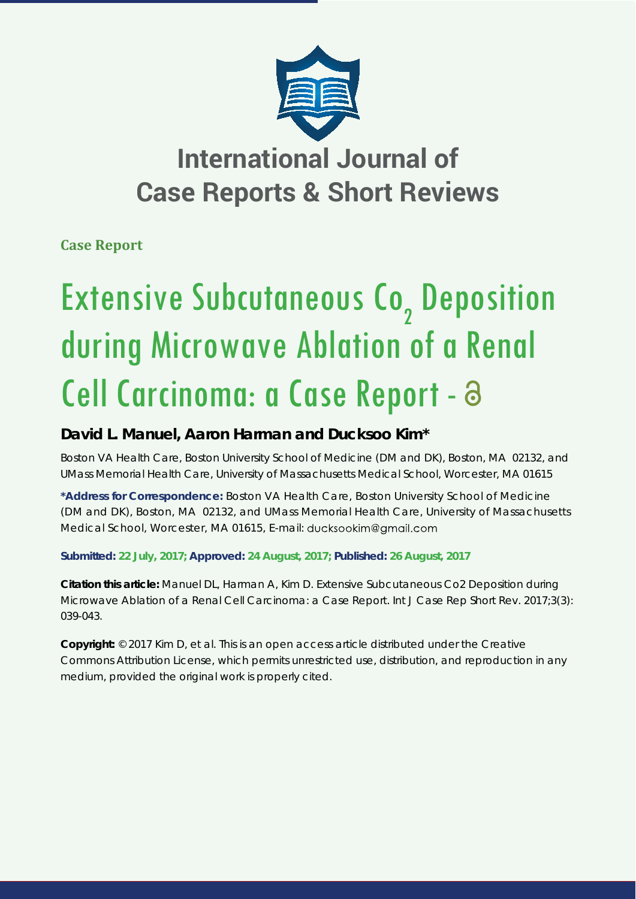# International Journal of Case Reports & Short Reviews

**Case Report**

# Extensive Subcutaneous $Co_2$ Deposition during Microwave Ablation of a Renal Cell Carcinoma: a Case Report -

**David L. Manuel, Aaron Harman and Ducksoo Kim***

Boston VA Health Care, Boston University School of Medicine (DM and DK), Boston, MA 02132, and UMass Memorial Health Care, University of Massachusetts Medical School, Worcester, MA 01615

**\*Address for Correspondence:** Boston VA Health Care, Boston University School of Medicine (DM and DK), Boston, MA 02132, and UMass Memorial Health Care, University of Massachusetts Medical School, Worcester, MA 01615, E-mail: ducksookim@gmail.com

**Submitted: 22 July, 2017; Approved: 24 August, 2017; Published: 26 August, 2017**

**Citation this article:** Manuel DL, Harman A, Kim D. Extensive Subcutaneous Co2 Deposition during Microwave Ablation of a Renal Cell Carcinoma: a Case Report. Int J Case Rep Short Rev. 2017;3(3): 039-043.

**Copyright:** © 2017 Kim D, et al. This is an open access article distributed under the Creative Commons Attribution License, which permits unrestricted use, distribution, and reproduction in any medium, provided the original work is properly cited.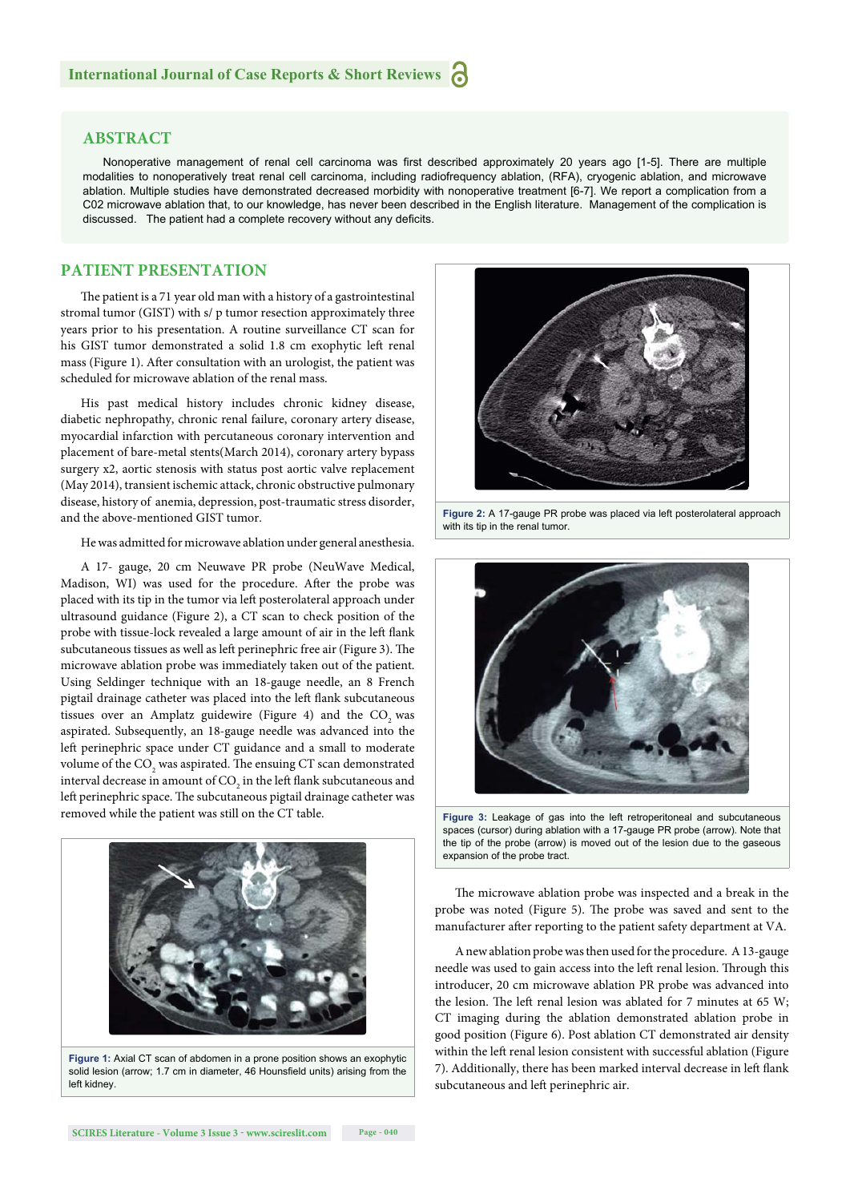## ABSTRACT

Nonoperative management of renal cell carcinoma was first described approximately 20 years ago [1-5]. There are multiple modalities to nonoperatively treat renal cell carcinoma, including radiofrequency ablation, (RFA), cryogenic ablation, and microwave ablation. Multiple studies have demonstrated decreased morbidity with nonoperative treatment [6-7]. We report a complication from a C02 microwave ablation that, to our knowledge, has never been described in the English literature. Management of the complication is discussed. The patient had a complete recovery without any deficits.

## PATIENT PRESENTATION

The patient is a 71 year old man with a history of a gastrointestinal stromal tumor (GIST) with s/ p tumor resection approximately three years prior to his presentation. A routine surveillance CT scan for his GIST tumor demonstrated a solid 1.8 cm exophytic left renal mass (Figure 1). After consultation with an urologist, the patient was scheduled for microwave ablation of the renal mass.

His past medical history includes chronic kidney disease, diabetic nephropathy, chronic renal failure, coronary artery disease, myocardial infarction with percutaneous coronary intervention and placement of bare-metal stents(March 2014), coronary artery bypass surgery x2, aortic stenosis with status post aortic valve replacement (May 2014), transient ischemic attack, chronic obstructive pulmonary disease, history of anemia, depression, post-traumatic stress disorder, and the above-mentioned GIST tumor.

He was admitted for microwave ablation under general anesthesia.

A 17- gauge, 20 cm Neuwave PR probe (NeuWave Medical, Madison, WI) was used for the procedure. After the probe was placed with its tip in the tumor via left posterolateral approach under ultrasound guidance (Figure 2), a CT scan to check position of the probe with tissue-lock revealed a large amount of air in the left flank subcutaneous tissues as well as left perinephric free air (Figure 3). The microwave ablation probe was immediately taken out of the patient. Using Seldinger technique with an 18-gauge needle, an 8 French pigtail drainage catheter was placed into the left flank subcutaneous tissues over an Amplatz guidewire (Figure 4) and the $CO_2$ was aspirated. Subsequently, an 18-gauge needle was advanced into the left perinephric space under CT guidance and a small to moderate volume of the $CO_2$ was aspirated. The ensuing CT scan demonstrated interval decrease in amount of $CO_2$ in the left flank subcutaneous and left perinephric space. The subcutaneous pigtail drainage catheter was removed while the patient was still on the CT table.

**Figure 1:** Axial CT scan of abdomen in a prone position shows an exophytic solid lesion (arrow; 1.7 cm in diameter, 46 Hounsfield units) arising from the left kidney.

**Figure 2:** A 17-gauge PR probe was placed via left posterolateral approach with its tip in the renal tumor.

**Figure 3:** Leakage of gas into the left retroperitoneal and subcutaneous spaces (cursor) during ablation with a 17-gauge PR probe (arrow). Note that the tip of the probe (arrow) is moved out of the lesion due to the gaseous expansion of the probe tract.

The microwave ablation probe was inspected and a break in the probe was noted (Figure 5). The probe was saved and sent to the manufacturer after reporting to the patient safety department at VA.

A new ablation probe was then used for the procedure. A 13-gauge needle was used to gain access into the left renal lesion. Through this introducer, 20 cm microwave ablation PR probe was advanced into the lesion. The left renal lesion was ablated for 7 minutes at 65 W; CT imaging during the ablation demonstrated ablation probe in good position (Figure 6). Post ablation CT demonstrated air density within the left renal lesion consistent with successful ablation (Figure 7). Additionally, there has been marked interval decrease in left flank subcutaneous and left perinephric air.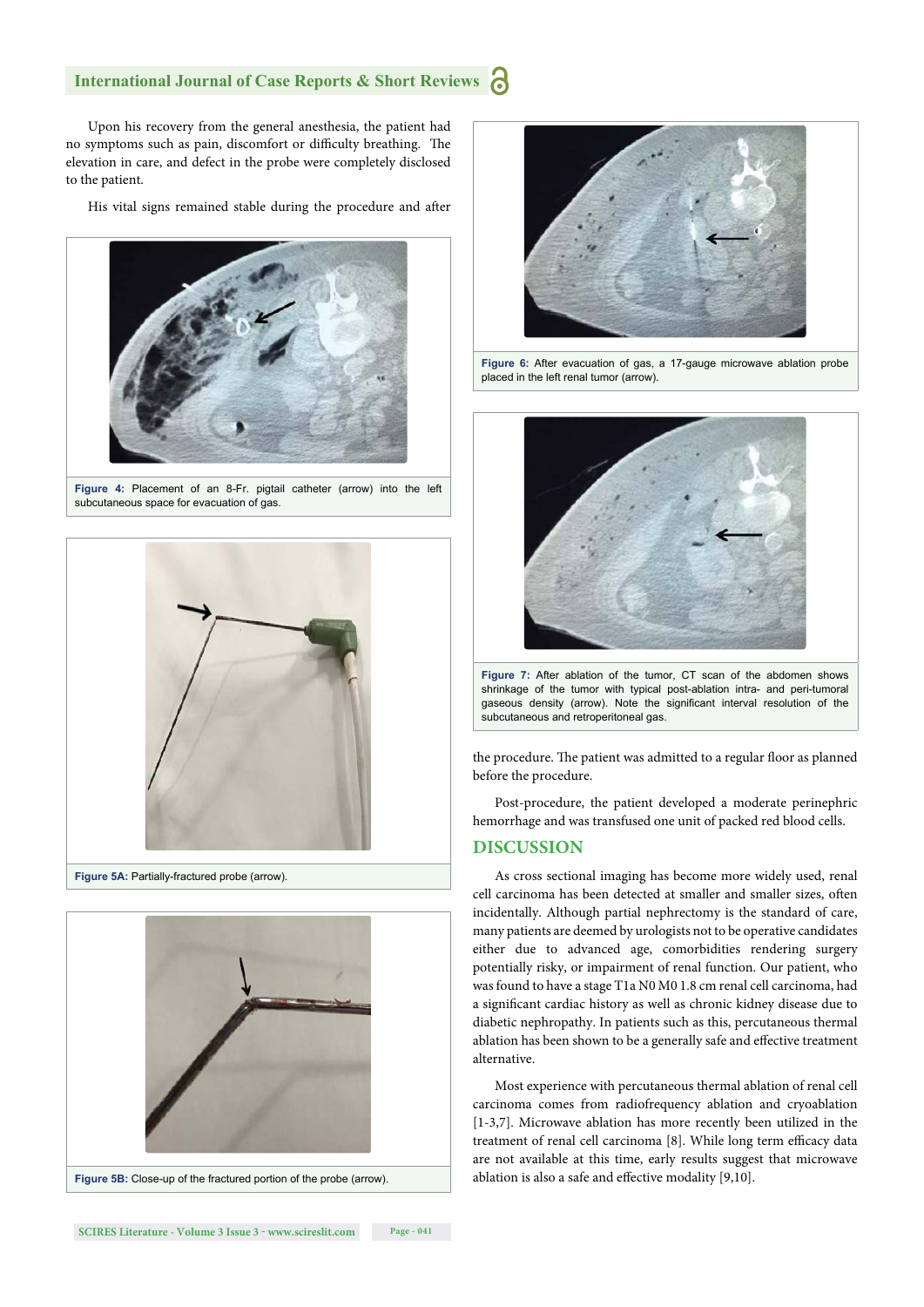Upon his recovery from the general anesthesia, the patient had no symptoms such as pain, discomfort or difficulty breathing. The elevation in care, and defect in the probe were completely disclosed to the patient.

His vital signs remained stable during the procedure and after the procedure. The patient was admitted to a regular floor as planned before the procedure.

**Figure 4:** Placement of an 8-Fr. pigtail catheter (arrow) into the left subcutaneous space for evacuation of gas.

**Figure 5A:** Partially-fractured probe (arrow).

**Figure 5B:** Close-up of the fractured portion of the probe (arrow).

**Figure 6:** After evacuation of gas, a 17-gauge microwave ablation probe placed in the left renal tumor (arrow).

**Figure 7:** After ablation of the tumor, CT scan of the abdomen shows shrinkage of the tumor with typical post-ablation intra- and peri-tumoral gaseous density (arrow). Note the significant interval resolution of the subcutaneous and retroperitoneal gas.

Post-procedure, the patient developed a moderate perinephric hemorrhage and was transfused one unit of packed red blood cells.

## DISCUSSION

As cross sectional imaging has become more widely used, renal cell carcinoma has been detected at smaller and smaller sizes, often incidentally. Although partial nephrectomy is the standard of care, many patients are deemed by urologists not to be operative candidates either due to advanced age, comorbidities rendering surgery potentially risky, or impairment of renal function. Our patient, who was found to have a stage T1a N0 M0 1.8 cm renal cell carcinoma, had a significant cardiac history as well as chronic kidney disease due to diabetic nephropathy. In patients such as this, percutaneous thermal ablation has been shown to be a generally safe and effective treatment alternative.

Most experience with percutaneous thermal ablation of renal cell carcinoma comes from radiofrequency ablation and cryoablation [1-3,7]. Microwave ablation has more recently been utilized in the treatment of renal cell carcinoma [8]. While long term efficacy data are not available at this time, early results suggest that microwave ablation is also a safe and effective modality [9,10].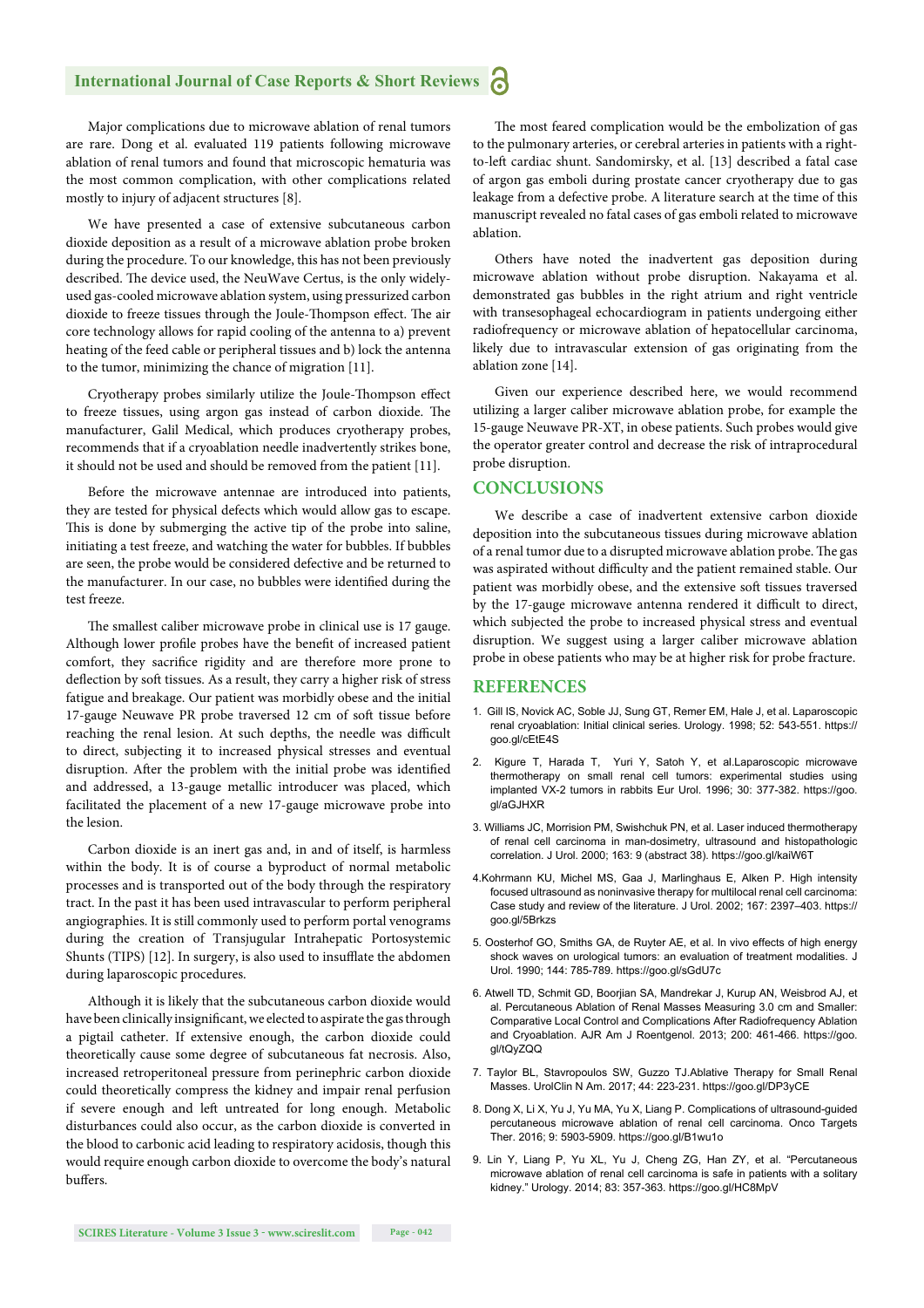Major complications due to microwave ablation of renal tumors are rare. Dong et al. evaluated 119 patients following microwave ablation of renal tumors and found that microscopic hematuria was the most common complication, with other complications related mostly to injury of adjacent structures [8].

We have presented a case of extensive subcutaneous carbon dioxide deposition as a result of a microwave ablation probe broken during the procedure. To our knowledge, this has not been previously described. The device used, the NeuWave Certus, is the only widely-used gas-cooled microwave ablation system, using pressurized carbon dioxide to freeze tissues through the Joule-Thompson effect. The air core technology allows for rapid cooling of the antenna to a) prevent heating of the feed cable or peripheral tissues and b) lock the antenna to the tumor, minimizing the chance of migration [11].

Cryotherapy probes similarly utilize the Joule-Thompson effect to freeze tissues, using argon gas instead of carbon dioxide. The manufacturer, Galil Medical, which produces cryotherapy probes, recommends that if a cryoablation needle inadvertently strikes bone, it should not be used and should be removed from the patient [11].

Before the microwave antennae are introduced into patients, they are tested for physical defects which would allow gas to escape. This is done by submerging the active tip of the probe into saline, initiating a test freeze, and watching the water for bubbles. If bubbles are seen, the probe would be considered defective and be returned to the manufacturer. In our case, no bubbles were identified during the test freeze.

The smallest caliber microwave probe in clinical use is 17 gauge. Although lower profile probes have the benefit of increased patient comfort, they sacrifice rigidity and are therefore more prone to deflection by soft tissues. As a result, they carry a higher risk of stress fatigue and breakage. Our patient was morbidly obese and the initial 17-gauge Neuwave PR probe traversed 12 cm of soft tissue before reaching the renal lesion. At such depths, the needle was difficult to direct, subjecting it to increased physical stresses and eventual disruption. After the problem with the initial probe was identified and addressed, a 13-gauge metallic introducer was placed, which facilitated the placement of a new 17-gauge microwave probe into the lesion.

Carbon dioxide is an inert gas and, in and of itself, is harmless within the body. It is of course a byproduct of normal metabolic processes and is transported out of the body through the respiratory tract. In the past it has been used intravascular to perform peripheral angiographies. It is still commonly used to perform portal venograms during the creation of Transjugular Intrahepatic Portosystemic Shunts (TIPS) [12]. In surgery, is also used to insufflate the abdomen during laparoscopic procedures.

Although it is likely that the subcutaneous carbon dioxide would have been clinically insignificant, we elected to aspirate the gas through a pigtail catheter. If extensive enough, the carbon dioxide could theoretically cause some degree of subcutaneous fat necrosis. Also, increased retroperitoneal pressure from perinephric carbon dioxide could theoretically compress the kidney and impair renal perfusion if severe enough and left untreated for long enough. Metabolic disturbances could also occur, as the carbon dioxide is converted in the blood to carbonic acid leading to respiratory acidosis, though this would require enough carbon dioxide to overcome the body's natural buffers.

The most feared complication would be the embolization of gas to the pulmonary arteries, or cerebral arteries in patients with a right-to-left cardiac shunt. Sandomirsky, et al. [13] described a fatal case of argon gas emboli during prostate cancer cryotherapy due to gas leakage from a defective probe. A literature search at the time of this manuscript revealed no fatal cases of gas emboli related to microwave ablation.

Others have noted the inadvertent gas deposition during microwave ablation without probe disruption. Nakayama et al. demonstrated gas bubbles in the right atrium and right ventricle with transesophageal echocardiogram in patients undergoing either radiofrequency or microwave ablation of hepatocellular carcinoma, likely due to intravascular extension of gas originating from the ablation zone [14].

Given our experience described here, we would recommend utilizing a larger caliber microwave ablation probe, for example the 15-gauge Neuwave PR-XT, in obese patients. Such probes would give the operator greater control and decrease the risk of intraprocedural probe disruption.

## CONCLUSIONS

We describe a case of inadvertent extensive carbon dioxide deposition into the subcutaneous tissues during microwave ablation of a renal tumor due to a disrupted microwave ablation probe. The gas was aspirated without difficulty and the patient remained stable. Our patient was morbidly obese, and the extensive soft tissues traversed by the 17-gauge microwave antenna rendered it difficult to direct, which subjected the probe to increased physical stress and eventual disruption. We suggest using a larger caliber microwave ablation probe in obese patients who may be at higher risk for probe fracture.

## REFERENCES

1. Gill IS, Novick AC, Soble JJ, Sung GT, Remer EM, Hale J, et al. Laparoscopic renal cryoablation: Initial clinical series. Urology. 1998; 52: 543-551. https://goo.gl/cEtE4S
2. Kigure T, Harada T, Yuri Y, Satoh Y, et al.Laparoscopic microwave thermotherapy on small renal cell tumors: experimental studies using implanted VX-2 tumors in rabbits Eur Urol. 1996; 30: 377-382. https://goo.gl/aGJHXR
3. Williams JC, Morrision PM, Swishchuk PN, et al. Laser induced thermotherapy of renal cell carcinoma in man-dosimetry, ultrasound and histopathologic correlation. J Urol. 2000; 163: 9 (abstract 38). https://goo.gl/kaiW6T
4. Kohrmann KU, Michel MS, Gaa J, Marlinghaus E, Alken P. High intensity focused ultrasound as noninvasive therapy for multilocal renal cell carcinoma: Case study and review of the literature. J Urol. 2002; 167: 2397–403. https://goo.gl/5Brkzs
5. Oosterhof GO, Smiths GA, de Ruyter AE, et al. In vivo effects of high energy shock waves on urological tumors: an evaluation of treatment modalities. J Urol. 1990; 144: 785-789. https://goo.gl/sGdU7c
6. Atwell TD, Schmit GD, Boorjian SA, Mandrekar J, Kurup AN, Weisbrod AJ, et al. Percutaneous Ablation of Renal Masses Measuring 3.0 cm and Smaller: Comparative Local Control and Complications After Radiofrequency Ablation and Cryoablation. AJR Am J Roentgenol. 2013; 200: 461-466. https://goo.gl/tQyZQQ
7. Taylor BL, Stavropoulos SW, Guzzo TJ.Ablative Therapy for Small Renal Masses. UrolClin N Am. 2017; 44: 223-231. https://goo.gl/DP3yCE
8. Dong X, Li X, Yu J, Yu MA, Yu X, Liang P. Complications of ultrasound-guided percutaneous microwave ablation of renal cell carcinoma. Onco Targets Ther. 2016; 9: 5903-5909. https://goo.gl/B1wu1o
9. Lin Y, Liang P, Yu XL, Yu J, Cheng ZG, Han ZY, et al. "Percutaneous microwave ablation of renal cell carcinoma is safe in patients with a solitary kidney." Urology. 2014; 83: 357-363. https://goo.gl/HC8MpV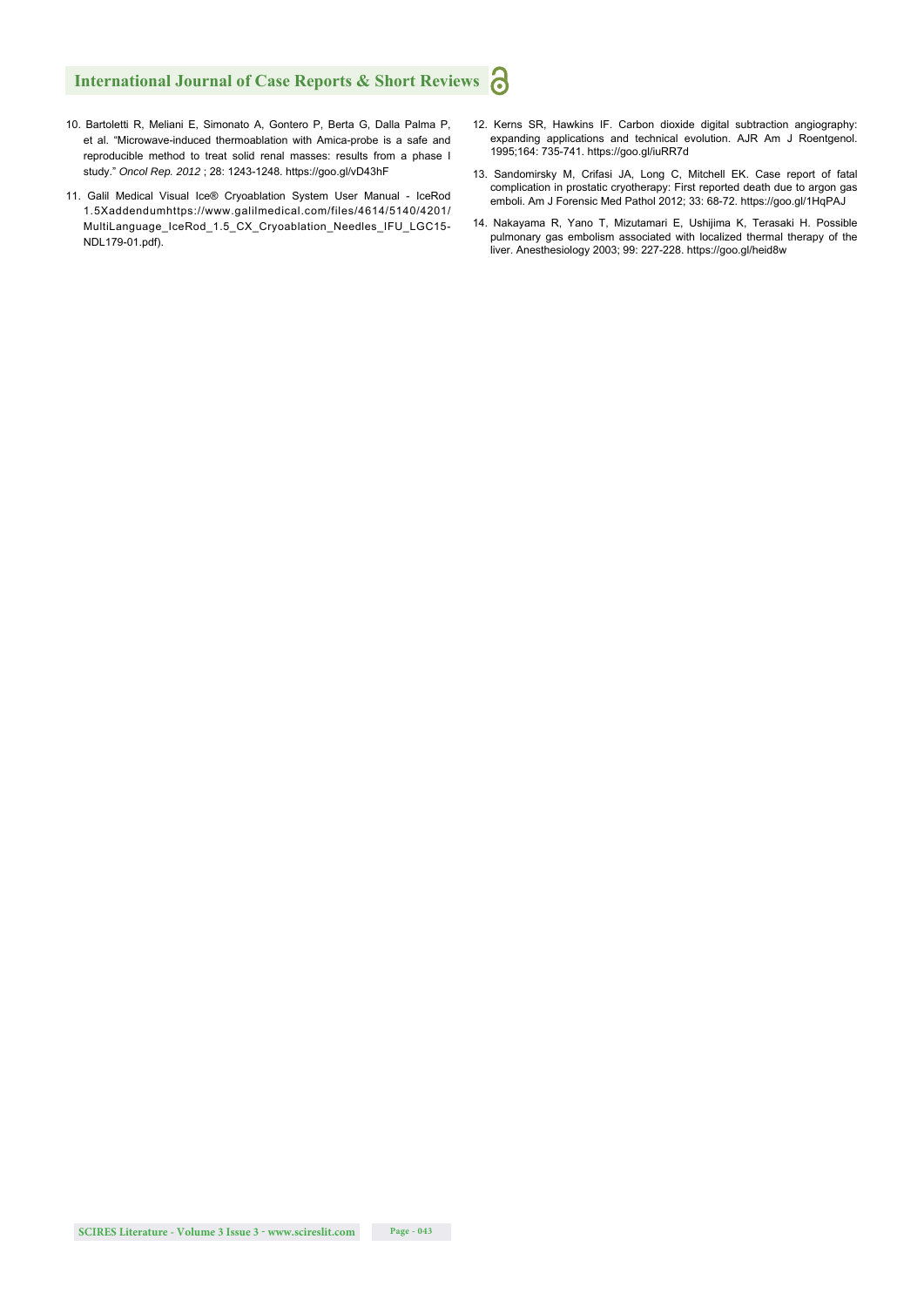10. Bartoletti R, Meliani E, Simonato A, Gontero P, Berta G, Dalla Palma P, et al. "Microwave-induced thermoablation with Amica-probe is a safe and reproducible method to treat solid renal masses: results from a phase I study." *Oncol Rep. 2012* ; 28: 1243-1248. https://goo.gl/vD43hF

11. Galil Medical Visual Ice® Cryoablation System User Manual - IceRod 1.5Xaddendumhttps://www.galilmedical.com/files/4614/5140/4201/MultiLanguage_IceRod_1.5_CX_Cryoablation_Needles_IFU_LGC15-NDL179-01.pdf).

12. Kerns SR, Hawkins IF. Carbon dioxide digital subtraction angiography: expanding applications and technical evolution. AJR Am J Roentgenol. 1995;164: 735-741. https://goo.gl/iuRR7d

13. Sandomirsky M, Crifasi JA, Long C, Mitchell EK. Case report of fatal complication in prostatic cryotherapy: First reported death due to argon gas emboli. Am J Forensic Med Pathol 2012; 33: 68-72. https://goo.gl/1HqPAJ

14. Nakayama R, Yano T, Mizutamari E, Ushijima K, Terasaki H. Possible pulmonary gas embolism associated with localized thermal therapy of the liver. Anesthesiology 2003; 99: 227-228. https://goo.gl/heid8w